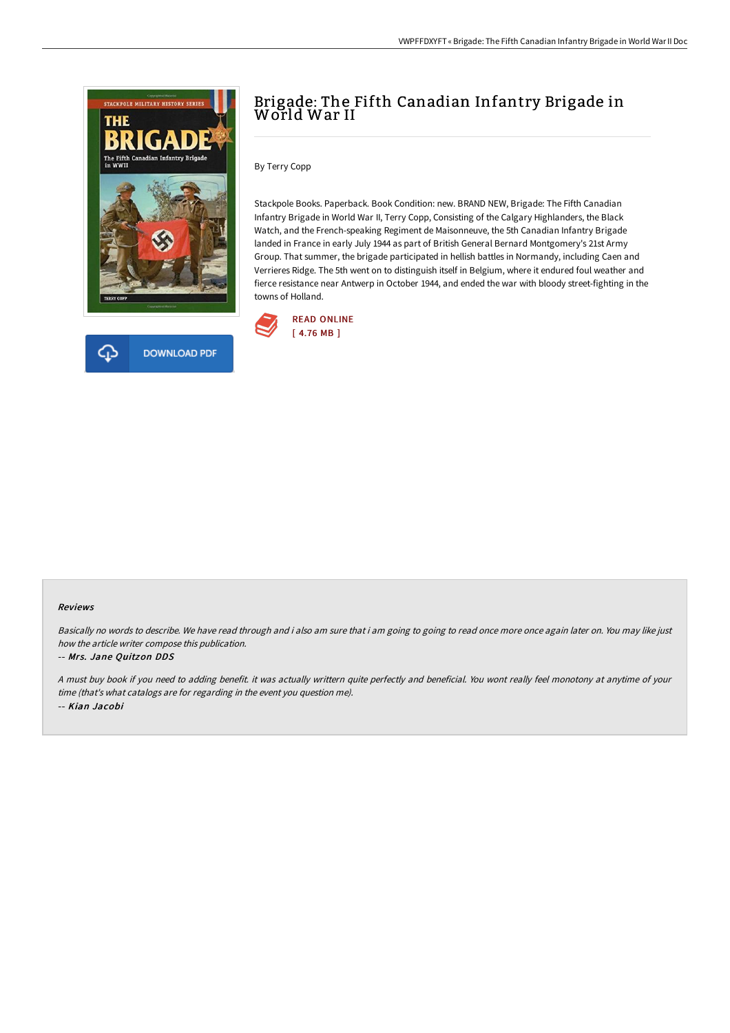# Brigade: The Fifth Canadian Infantry Brigade in World War II

By Terry Copp

Stackpole Books. Paperback. Book Condition: new. BRAND NEW, Brigade: The Fifth Canadian Infantry Brigade in World War II, Terry Copp, Consisting of the Calgary Highlanders, the Black Watch, and the French-speaking Regiment de Maisonneuve, the 5th Canadian Infantry Brigade landed in France in early July 1944 as part of British General Bernard Montgomery's 21st Army Group. That summer, the brigade participated in hellish battles in Normandy, including Caen and Verrieres Ridge. The 5th went on to distinguish itself in Belgium, where it endured foul weather and fierce resistance near Antwerp in October 1944, and ended the war with bloody street-fighting in the towns of Holland.

READ ONLINE
[ 4.76 MB ]

DOWNLOAD PDF

### Reviews

*Basically no words to describe. We have read through and i also am sure that i am going to going to read once more once again later on. You may like just how the article writer compose this publication.*

-- *Mrs. Jane Quitzon DDS*

*A must buy book if you need to adding benefit. it was actually writtern quite perfectly and beneficial. You wont really feel monotony at anytime of your time (that's what catalogs are for regarding in the event you question me).*

-- *Kian Jacobi*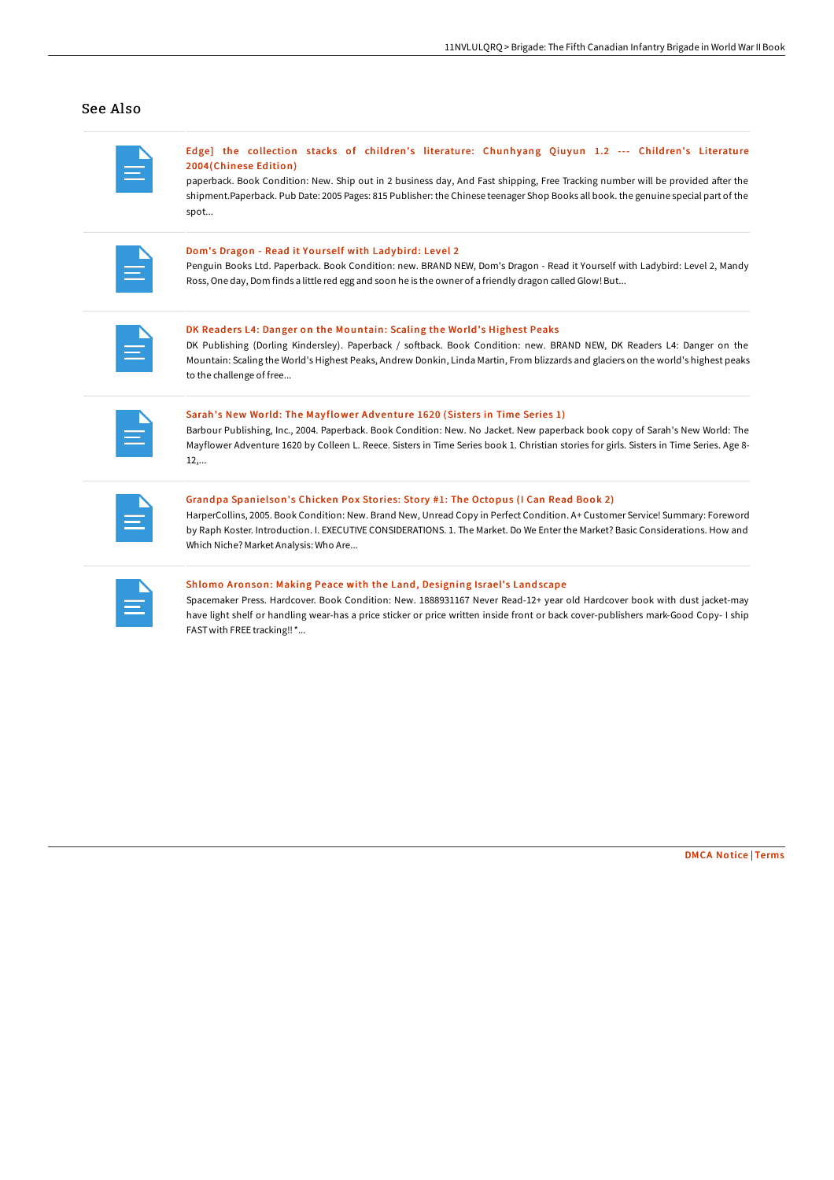## See Also

### Edge] the collection stacks of children's literature: Chunhyang Qiuyun 1.2 --- Children's Literature 2004(Chinese Edition)

paperback. Book Condition: New. Ship out in 2 business day, And Fast shipping, Free Tracking number will be provided after the shipment.Paperback. Pub Date: 2005 Pages: 815 Publisher: the Chinese teenager Shop Books all book. the genuine special part of the spot...

### Dom's Dragon - Read it Yourself with Ladybird: Level 2

Penguin Books Ltd. Paperback. Book Condition: new. BRAND NEW, Dom's Dragon - Read it Yourself with Ladybird: Level 2, Mandy Ross, One day, Dom finds a little red egg and soon he is the owner of a friendly dragon called Glow! But...

### DK Readers L4: Danger on the Mountain: Scaling the World's Highest Peaks

DK Publishing (Dorling Kindersley). Paperback / softback. Book Condition: new. BRAND NEW, DK Readers L4: Danger on the Mountain: Scaling the World's Highest Peaks, Andrew Donkin, Linda Martin, From blizzards and glaciers on the world's highest peaks to the challenge of free...

### Sarah's New World: The Mayflower Adventure 1620 (Sisters in Time Series 1)

Barbour Publishing, Inc., 2004. Paperback. Book Condition: New. No Jacket. New paperback book copy of Sarah's New World: The Mayflower Adventure 1620 by Colleen L. Reece. Sisters in Time Series book 1. Christian stories for girls. Sisters in Time Series. Age 8-12,...

### Grandpa Spanielson's Chicken Pox Stories: Story #1: The Octopus (I Can Read Book 2)

HarperCollins, 2005. Book Condition: New. Brand New, Unread Copy in Perfect Condition. A+ Customer Service! Summary: Foreword by Raph Koster. Introduction. I. EXECUTIVE CONSIDERATIONS. 1. The Market. Do We Enter the Market? Basic Considerations. How and Which Niche? Market Analysis: Who Are...

### Shlomo Aronson: Making Peace with the Land, Designing Israel's Landscape

Spacemaker Press. Hardcover. Book Condition: New. 1888931167 Never Read-12+ year old Hardcover book with dust jacket-may have light shelf or handling wear-has a price sticker or price written inside front or back cover-publishers mark-Good Copy- I ship FAST with FREE tracking!! *...

DMCA Notice | Terms